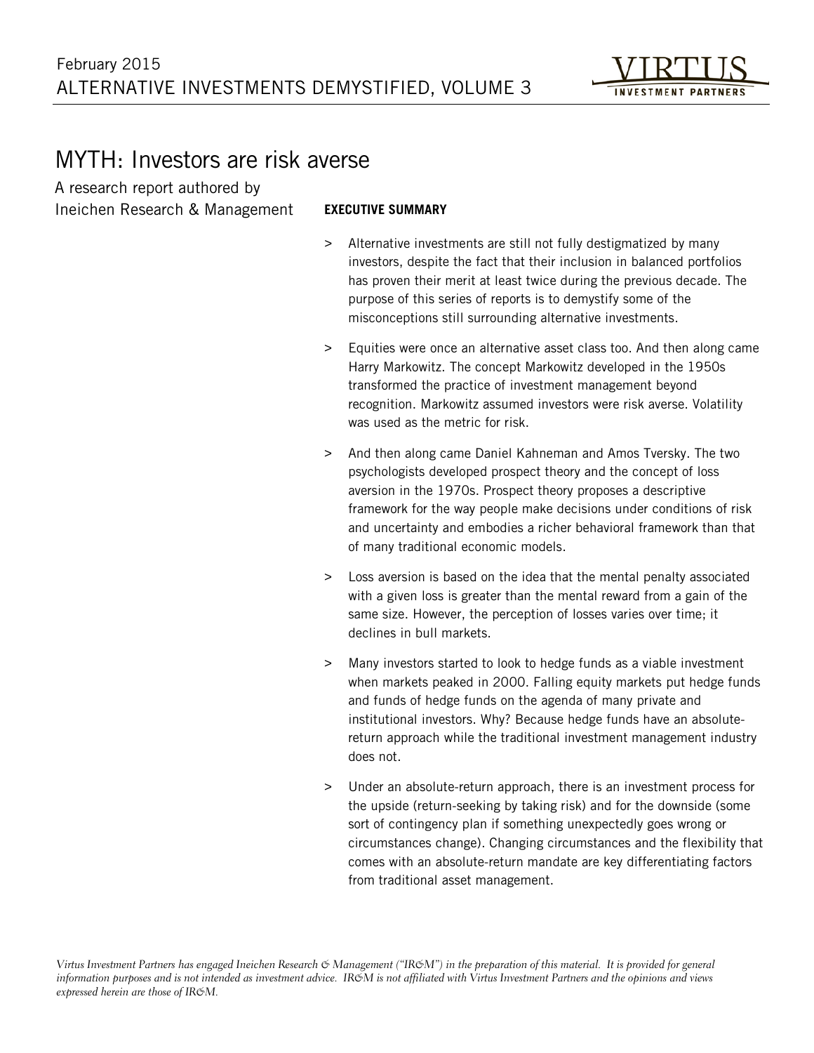# MYTH: Investors are risk averse

A research report authored by Ineichen Research & Management

## EXECUTIVE SUMMARY

> Alternative investments are still not fully destigmatized by many investors, despite the fact that their inclusion in balanced portfolios has proven their merit at least twice during the previous decade. The purpose of this series of reports is to demystify some of the misconceptions still surrounding alternative investments.

> Equities were once an alternative asset class too. And then along came Harry Markowitz. The concept Markowitz developed in the 1950s transformed the practice of investment management beyond recognition. Markowitz assumed investors were risk averse. Volatility was used as the metric for risk.

> And then along came Daniel Kahneman and Amos Tversky. The two psychologists developed prospect theory and the concept of loss aversion in the 1970s. Prospect theory proposes a descriptive framework for the way people make decisions under conditions of risk and uncertainty and embodies a richer behavioral framework than that of many traditional economic models.

> Loss aversion is based on the idea that the mental penalty associated with a given loss is greater than the mental reward from a gain of the same size. However, the perception of losses varies over time; it declines in bull markets.

> Many investors started to look to hedge funds as a viable investment when markets peaked in 2000. Falling equity markets put hedge funds and funds of hedge funds on the agenda of many private and institutional investors. Why? Because hedge funds have an absolute-return approach while the traditional investment management industry does not.

> Under an absolute-return approach, there is an investment process for the upside (return-seeking by taking risk) and for the downside (some sort of contingency plan if something unexpectedly goes wrong or circumstances change). Changing circumstances and the flexibility that comes with an absolute-return mandate are key differentiating factors from traditional asset management.

*Virtus Investment Partners has engaged Ineichen Research & Management ("IR&M") in the preparation of this material. It is provided for general information purposes and is not intended as investment advice. IR&M is not affiliated with Virtus Investment Partners and the opinions and views expressed herein are those of IR&M.*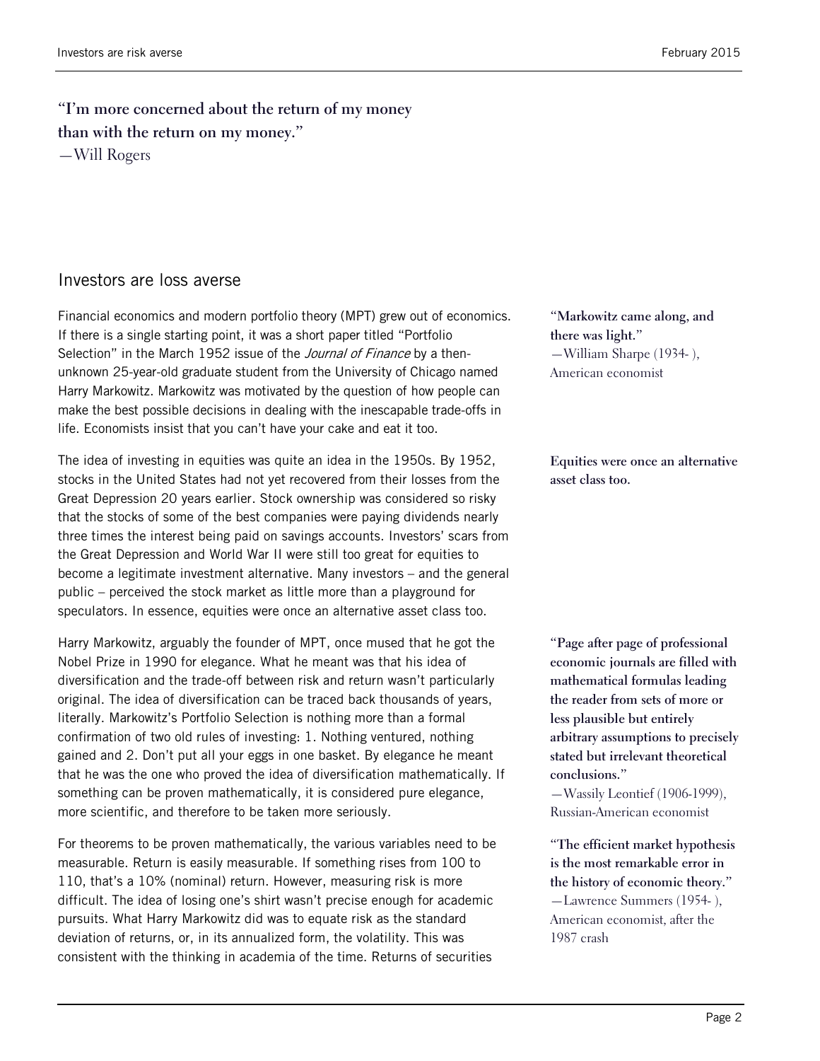**"I'm more concerned about the return of my money than with the return on my money."**
—Will Rogers

## Investors are loss averse

Financial economics and modern portfolio theory (MPT) grew out of economics. If there is a single starting point, it was a short paper titled "Portfolio Selection" in the March 1952 issue of the *Journal of Finance* by a then-unknown 25-year-old graduate student from the University of Chicago named Harry Markowitz. Markowitz was motivated by the question of how people can make the best possible decisions in dealing with the inescapable trade-offs in life. Economists insist that you can't have your cake and eat it too.

**"Markowitz came along, and there was light."**
—William Sharpe (1934- ), American economist

The idea of investing in equities was quite an idea in the 1950s. By 1952, stocks in the United States had not yet recovered from their losses from the Great Depression 20 years earlier. Stock ownership was considered so risky that the stocks of some of the best companies were paying dividends nearly three times the interest being paid on savings accounts. Investors' scars from the Great Depression and World War II were still too great for equities to become a legitimate investment alternative. Many investors – and the general public – perceived the stock market as little more than a playground for speculators. In essence, equities were once an alternative asset class too.

**Equities were once an alternative asset class too.**

Harry Markowitz, arguably the founder of MPT, once mused that he got the Nobel Prize in 1990 for elegance. What he meant was that his idea of diversification and the trade-off between risk and return wasn't particularly original. The idea of diversification can be traced back thousands of years, literally. Markowitz's Portfolio Selection is nothing more than a formal confirmation of two old rules of investing: 1. Nothing ventured, nothing gained and 2. Don't put all your eggs in one basket. By elegance he meant that he was the one who proved the idea of diversification mathematically. If something can be proven mathematically, it is considered pure elegance, more scientific, and therefore to be taken more seriously.

**"Page after page of professional economic journals are filled with mathematical formulas leading the reader from sets of more or less plausible but entirely arbitrary assumptions to precisely stated but irrelevant theoretical conclusions."**
—Wassily Leontief (1906-1999), Russian-American economist

For theorems to be proven mathematically, the various variables need to be measurable. Return is easily measurable. If something rises from 100 to 110, that's a 10% (nominal) return. However, measuring risk is more difficult. The idea of losing one's shirt wasn't precise enough for academic pursuits. What Harry Markowitz did was to equate risk as the standard deviation of returns, or, in its annualized form, the volatility. This was consistent with the thinking in academia of the time. Returns of securities

**"The efficient market hypothesis is the most remarkable error in the history of economic theory."**
—Lawrence Summers (1954- ), American economist, after the 1987 crash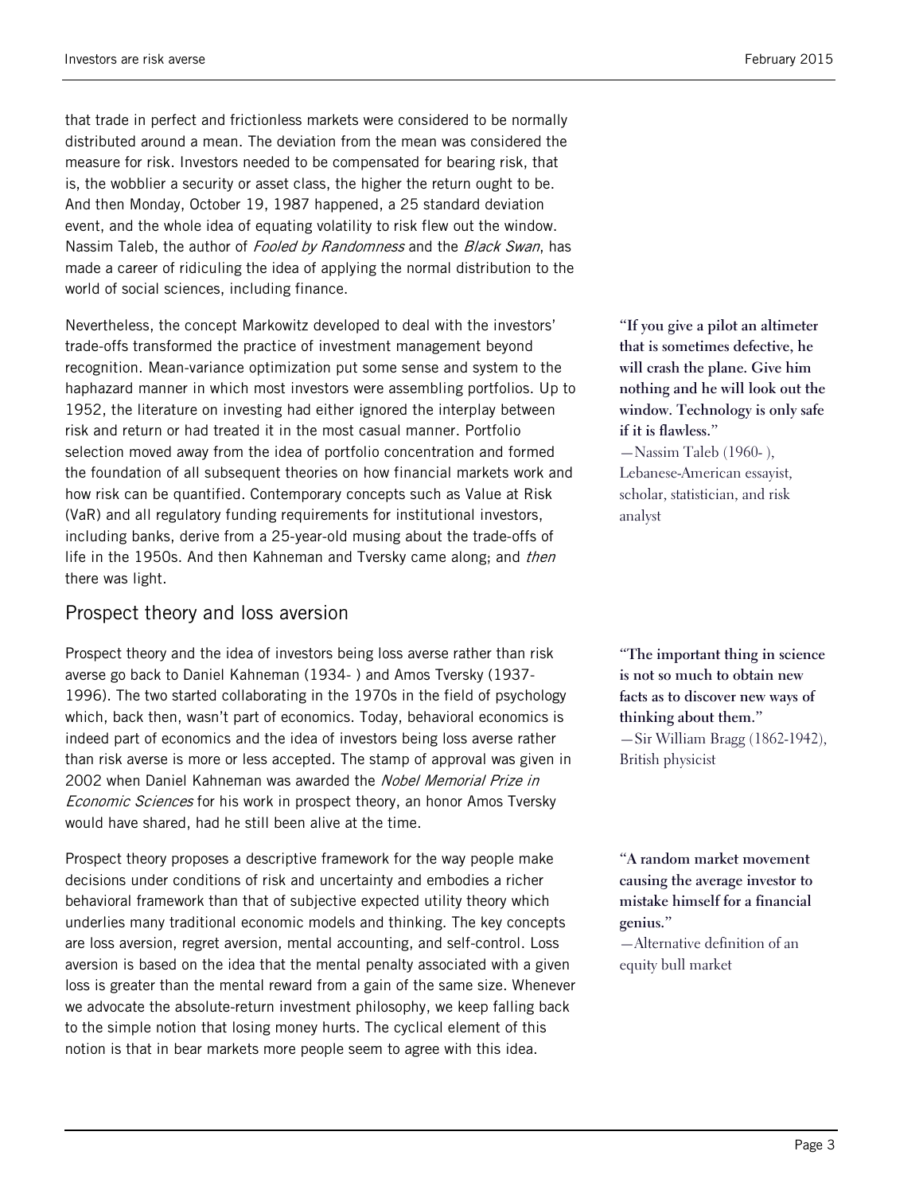that trade in perfect and frictionless markets were considered to be normally distributed around a mean. The deviation from the mean was considered the measure for risk. Investors needed to be compensated for bearing risk, that is, the wobblier a security or asset class, the higher the return ought to be. And then Monday, October 19, 1987 happened, a 25 standard deviation event, and the whole idea of equating volatility to risk flew out the window. Nassim Taleb, the author of *Fooled by Randomness* and the *Black Swan*, has made a career of ridiculing the idea of applying the normal distribution to the world of social sciences, including finance.

Nevertheless, the concept Markowitz developed to deal with the investors' trade-offs transformed the practice of investment management beyond recognition. Mean-variance optimization put some sense and system to the haphazard manner in which most investors were assembling portfolios. Up to 1952, the literature on investing had either ignored the interplay between risk and return or had treated it in the most casual manner. Portfolio selection moved away from the idea of portfolio concentration and formed the foundation of all subsequent theories on how financial markets work and how risk can be quantified. Contemporary concepts such as Value at Risk (VaR) and all regulatory funding requirements for institutional investors, including banks, derive from a 25-year-old musing about the trade-offs of life in the 1950s. And then Kahneman and Tversky came along; and *then* there was light.

**"If you give a pilot an altimeter that is sometimes defective, he will crash the plane. Give him nothing and he will look out the window. Technology is only safe if it is flawless."**
—Nassim Taleb (1960- ), Lebanese-American essayist, scholar, statistician, and risk analyst

## Prospect theory and loss aversion

Prospect theory and the idea of investors being loss averse rather than risk averse go back to Daniel Kahneman (1934- ) and Amos Tversky (1937-1996). The two started collaborating in the 1970s in the field of psychology which, back then, wasn't part of economics. Today, behavioral economics is indeed part of economics and the idea of investors being loss averse rather than risk averse is more or less accepted. The stamp of approval was given in 2002 when Daniel Kahneman was awarded the *Nobel Memorial Prize in Economic Sciences* for his work in prospect theory, an honor Amos Tversky would have shared, had he still been alive at the time.

**"The important thing in science is not so much to obtain new facts as to discover new ways of thinking about them."**
—Sir William Bragg (1862-1942), British physicist

Prospect theory proposes a descriptive framework for the way people make decisions under conditions of risk and uncertainty and embodies a richer behavioral framework than that of subjective expected utility theory which underlies many traditional economic models and thinking. The key concepts are loss aversion, regret aversion, mental accounting, and self-control. Loss aversion is based on the idea that the mental penalty associated with a given loss is greater than the mental reward from a gain of the same size. Whenever we advocate the absolute-return investment philosophy, we keep falling back to the simple notion that losing money hurts. The cyclical element of this notion is that in bear markets more people seem to agree with this idea.

**"A random market movement causing the average investor to mistake himself for a financial genius."**
—Alternative definition of an equity bull market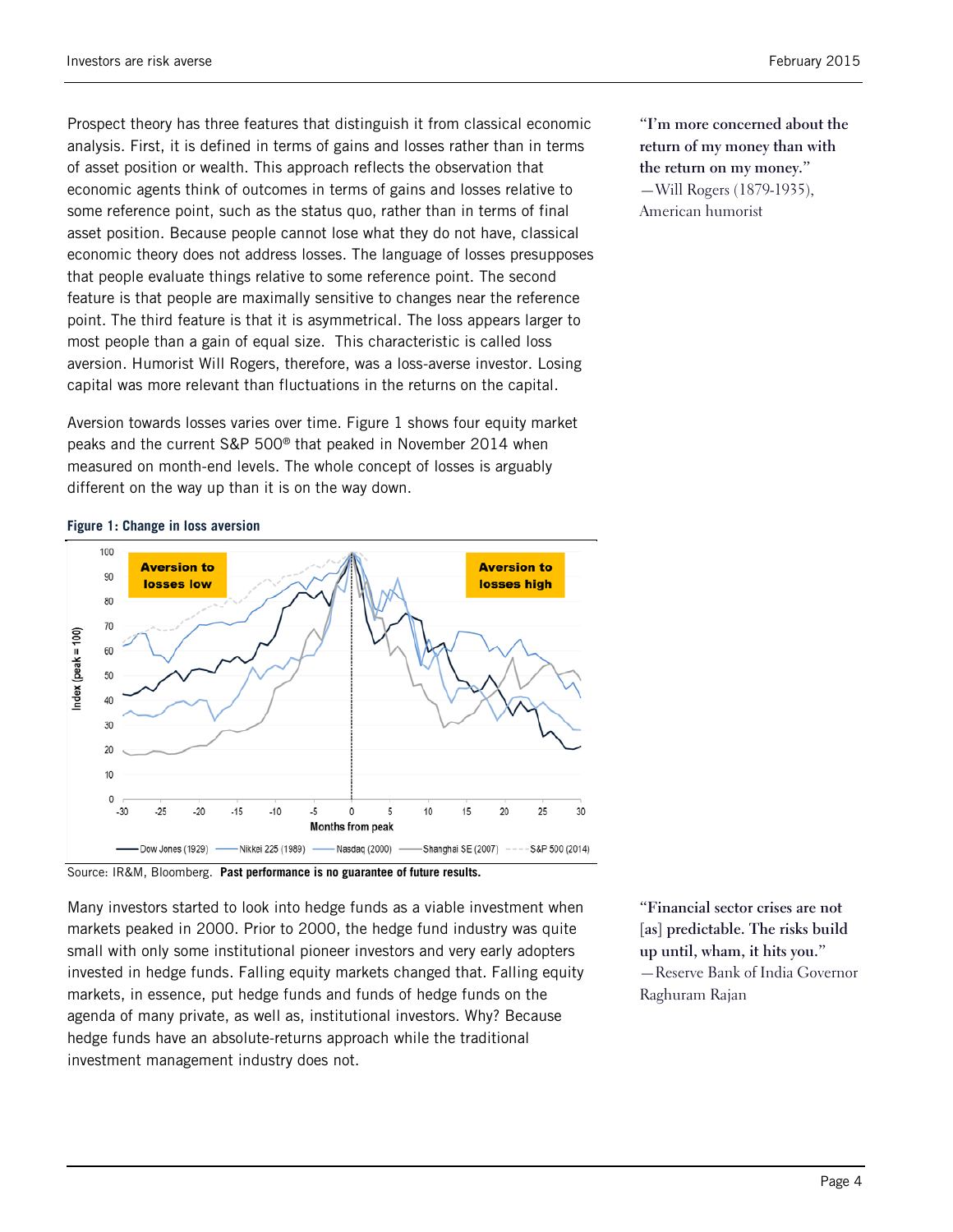Prospect theory has three features that distinguish it from classical economic analysis. First, it is defined in terms of gains and losses rather than in terms of asset position or wealth. This approach reflects the observation that economic agents think of outcomes in terms of gains and losses relative to some reference point, such as the status quo, rather than in terms of final asset position. Because people cannot lose what they do not have, classical economic theory does not address losses. The language of losses presupposes that people evaluate things relative to some reference point. The second feature is that people are maximally sensitive to changes near the reference point. The third feature is that it is asymmetrical. The loss appears larger to most people than a gain of equal size. This characteristic is called loss aversion. Humorist Will Rogers, therefore, was a loss-averse investor. Losing capital was more relevant than fluctuations in the returns on the capital.

**"I'm more concerned about the return of my money than with the return on my money."**
—Will Rogers (1879-1935), American humorist

Aversion towards losses varies over time. Figure 1 shows four equity market peaks and the current S&P 500® that peaked in November 2014 when measured on month-end levels. The whole concept of losses is arguably different on the way up than it is on the way down.

**Figure 1: Change in loss aversion**

Source: IR&M, Bloomberg. **Past performance is no guarantee of future results.**

Many investors started to look into hedge funds as a viable investment when markets peaked in 2000. Prior to 2000, the hedge fund industry was quite small with only some institutional pioneer investors and very early adopters invested in hedge funds. Falling equity markets changed that. Falling equity markets, in essence, put hedge funds and funds of hedge funds on the agenda of many private, as well as, institutional investors. Why? Because hedge funds have an absolute-returns approach while the traditional investment management industry does not.

**"Financial sector crises are not [as] predictable. The risks build up until, wham, it hits you."**
—Reserve Bank of India Governor Raghuram Rajan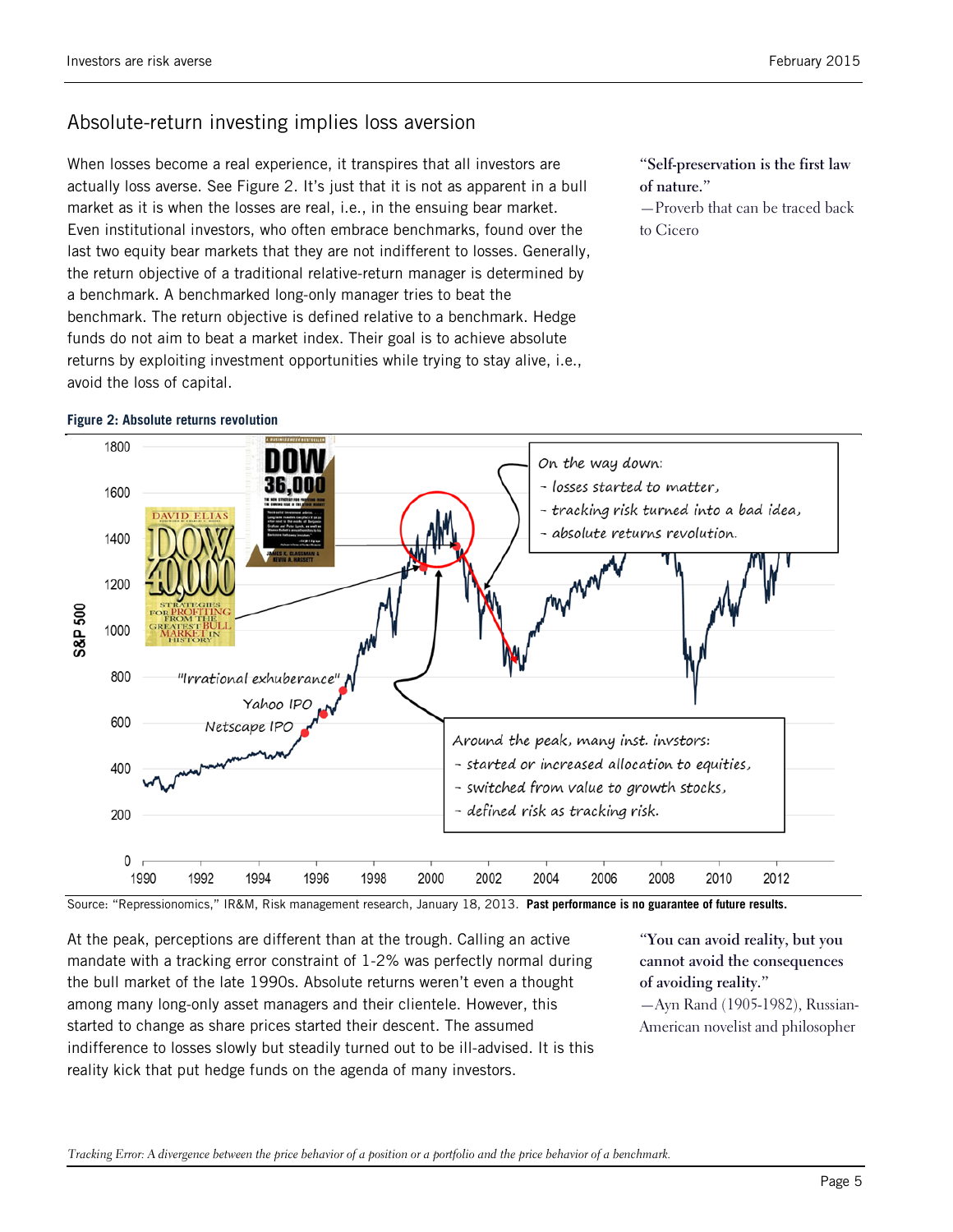## Absolute-return investing implies loss aversion

When losses become a real experience, it transpires that all investors are actually loss averse. See Figure 2. It's just that it is not as apparent in a bull market as it is when the losses are real, i.e., in the ensuing bear market. Even institutional investors, who often embrace benchmarks, found over the last two equity bear markets that they are not indifferent to losses. Generally, the return objective of a traditional relative-return manager is determined by a benchmark. A benchmarked long-only manager tries to beat the benchmark. The return objective is defined relative to a benchmark. Hedge funds do not aim to beat a market index. Their goal is to achieve absolute returns by exploiting investment opportunities while trying to stay alive, i.e., avoid the loss of capital.

> **"Self-preservation is the first law of nature."**
> —Proverb that can be traced back to Cicero

**Figure 2: Absolute returns revolution**

Source: "Repressionomics," IR&M, Risk management research, January 18, 2013. **Past performance is no guarantee of future results.**

At the peak, perceptions are different than at the trough. Calling an active mandate with a tracking error constraint of 1-2% was perfectly normal during the bull market of the late 1990s. Absolute returns weren't even a thought among many long-only asset managers and their clientele. However, this started to change as share prices started their descent. The assumed indifference to losses slowly but steadily turned out to be ill-advised. It is this reality kick that put hedge funds on the agenda of many investors.

> **"You can avoid reality, but you cannot avoid the consequences of avoiding reality."**
> —Ayn Rand (1905-1982), Russian-American novelist and philosopher

*Tracking Error: A divergence between the price behavior of a position or a portfolio and the price behavior of a benchmark.*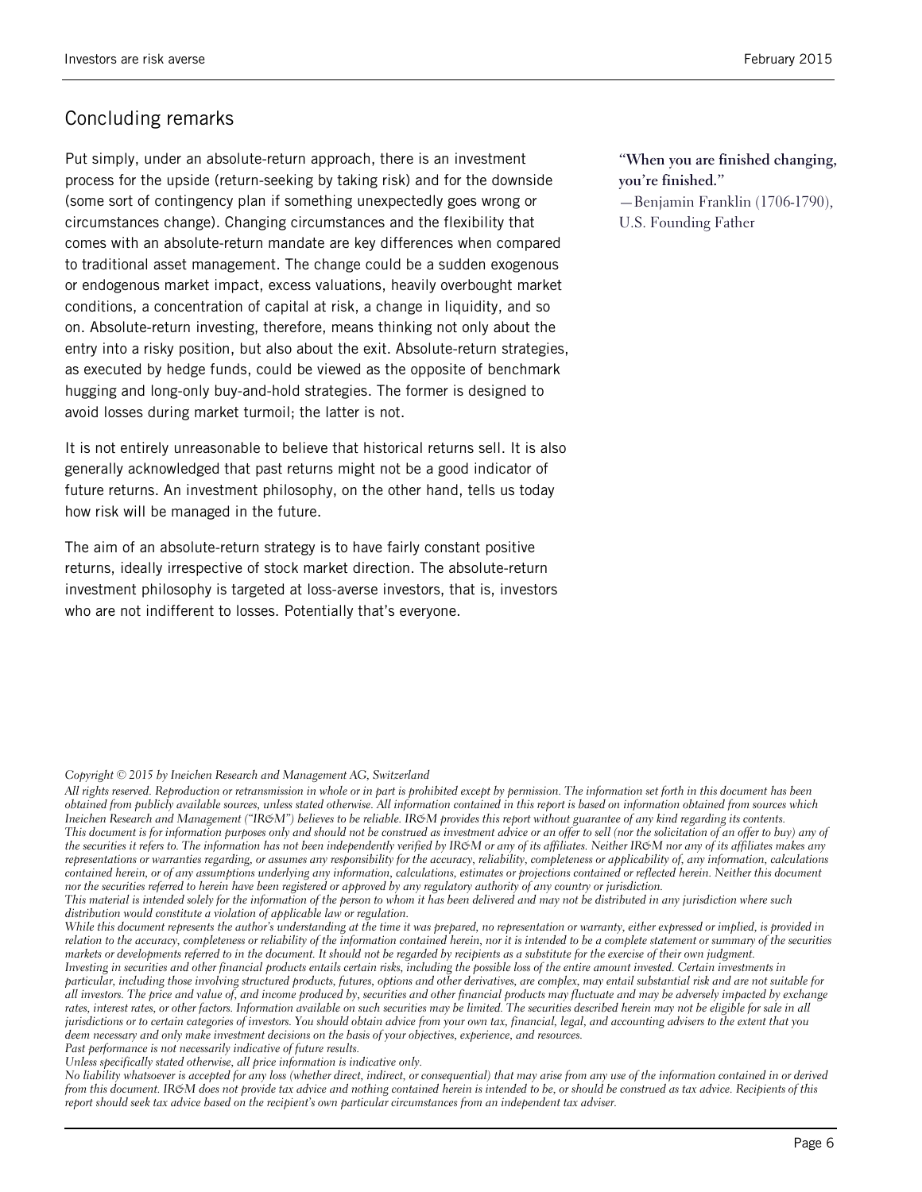## Concluding remarks

Put simply, under an absolute-return approach, there is an investment process for the upside (return-seeking by taking risk) and for the downside (some sort of contingency plan if something unexpectedly goes wrong or circumstances change). Changing circumstances and the flexibility that comes with an absolute-return mandate are key differences when compared to traditional asset management. The change could be a sudden exogenous or endogenous market impact, excess valuations, heavily overbought market conditions, a concentration of capital at risk, a change in liquidity, and so on. Absolute-return investing, therefore, means thinking not only about the entry into a risky position, but also about the exit. Absolute-return strategies, as executed by hedge funds, could be viewed as the opposite of benchmark hugging and long-only buy-and-hold strategies. The former is designed to avoid losses during market turmoil; the latter is not.

**"When you are finished changing, you're finished."**
—Benjamin Franklin (1706-1790), U.S. Founding Father

It is not entirely unreasonable to believe that historical returns sell. It is also generally acknowledged that past returns might not be a good indicator of future returns. An investment philosophy, on the other hand, tells us today how risk will be managed in the future.

The aim of an absolute-return strategy is to have fairly constant positive returns, ideally irrespective of stock market direction. The absolute-return investment philosophy is targeted at loss-averse investors, that is, investors who are not indifferent to losses. Potentially that's everyone.

*Copyright © 2015 by Ineichen Research and Management AG, Switzerland*

*All rights reserved. Reproduction or retransmission in whole or in part is prohibited except by permission. The information set forth in this document has been obtained from publicly available sources, unless stated otherwise. All information contained in this report is based on information obtained from sources which Ineichen Research and Management ("IR&M") believes to be reliable. IR&M provides this report without guarantee of any kind regarding its contents.*
*This document is for information purposes only and should not be construed as investment advice or an offer to sell (nor the solicitation of an offer to buy) any of the securities it refers to. The information has not been independently verified by IR&M or any of its affiliates. Neither IR&M nor any of its affiliates makes any representations or warranties regarding, or assumes any responsibility for the accuracy, reliability, completeness or applicability of, any information, calculations contained herein, or of any assumptions underlying any information, calculations, estimates or projections contained or reflected herein. Neither this document nor the securities referred to herein have been registered or approved by any regulatory authority of any country or jurisdiction.*
*This material is intended solely for the information of the person to whom it has been delivered and may not be distributed in any jurisdiction where such distribution would constitute a violation of applicable law or regulation.*
*While this document represents the author's understanding at the time it was prepared, no representation or warranty, either expressed or implied, is provided in relation to the accuracy, completeness or reliability of the information contained herein, nor it is intended to be a complete statement or summary of the securities markets or developments referred to in the document. It should not be regarded by recipients as a substitute for the exercise of their own judgment.*
*Investing in securities and other financial products entails certain risks, including the possible loss of the entire amount invested. Certain investments in particular, including those involving structured products, futures, options and other derivatives, are complex, may entail substantial risk and are not suitable for all investors. The price and value of, and income produced by, securities and other financial products may fluctuate and may be adversely impacted by exchange rates, interest rates, or other factors. Information available on such securities may be limited. The securities described herein may not be eligible for sale in all jurisdictions or to certain categories of investors. You should obtain advice from your own tax, financial, legal, and accounting advisers to the extent that you deem necessary and only make investment decisions on the basis of your objectives, experience, and resources.*
*Past performance is not necessarily indicative of future results.*
*Unless specifically stated otherwise, all price information is indicative only.*
*No liability whatsoever is accepted for any loss (whether direct, indirect, or consequential) that may arise from any use of the information contained in or derived from this document. IR&M does not provide tax advice and nothing contained herein is intended to be, or should be construed as tax advice. Recipients of this report should seek tax advice based on the recipient's own particular circumstances from an independent tax adviser.*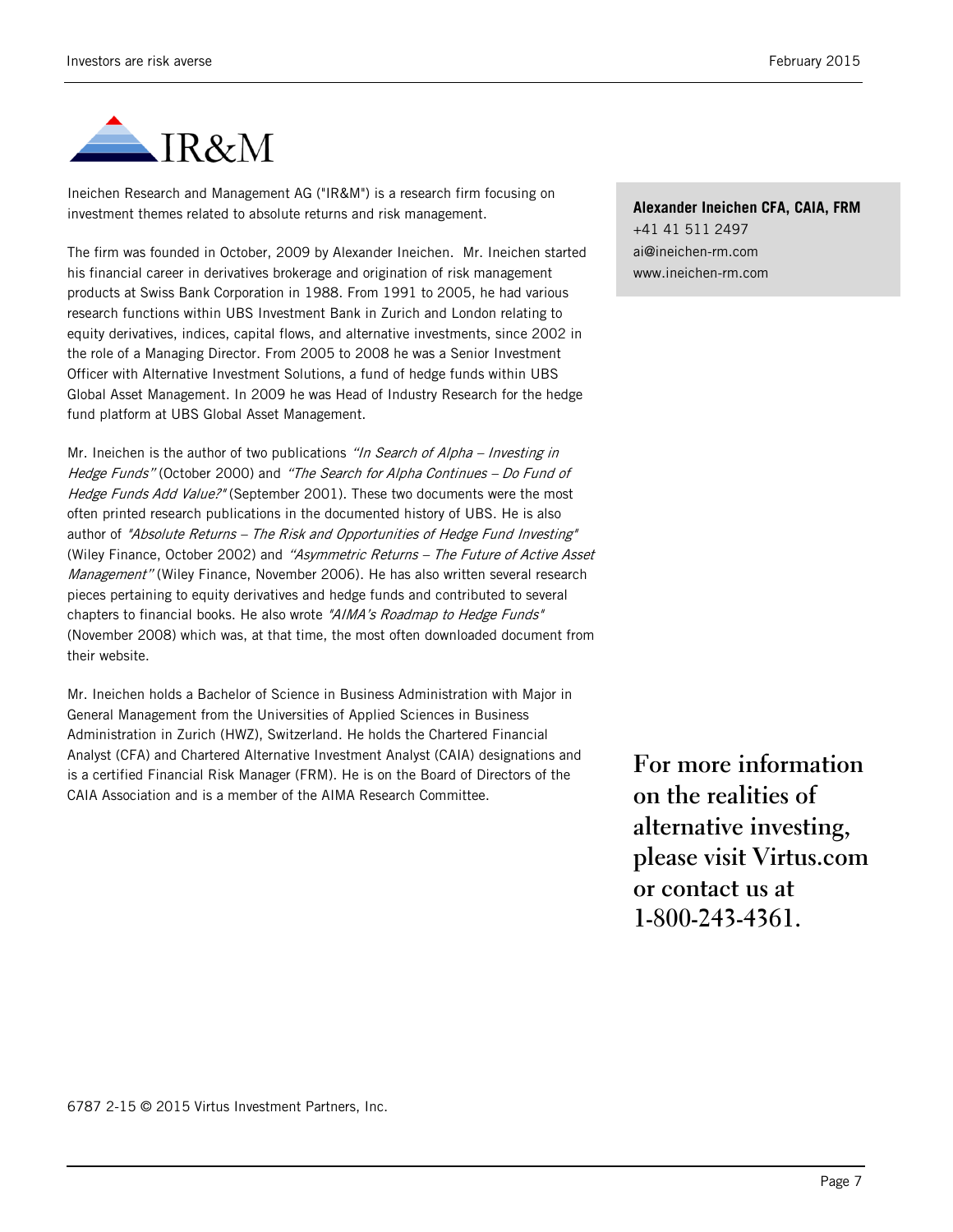IR&M

Ineichen Research and Management AG ("IR&M") is a research firm focusing on investment themes related to absolute returns and risk management.

The firm was founded in October, 2009 by Alexander Ineichen. Mr. Ineichen started his financial career in derivatives brokerage and origination of risk management products at Swiss Bank Corporation in 1988. From 1991 to 2005, he had various research functions within UBS Investment Bank in Zurich and London relating to equity derivatives, indices, capital flows, and alternative investments, since 2002 in the role of a Managing Director. From 2005 to 2008 he was a Senior Investment Officer with Alternative Investment Solutions, a fund of hedge funds within UBS Global Asset Management. In 2009 he was Head of Industry Research for the hedge fund platform at UBS Global Asset Management.

Mr. Ineichen is the author of two publications *"In Search of Alpha – Investing in Hedge Funds"* (October 2000) and *"The Search for Alpha Continues – Do Fund of Hedge Funds Add Value?"* (September 2001). These two documents were the most often printed research publications in the documented history of UBS. He is also author of *"Absolute Returns – The Risk and Opportunities of Hedge Fund Investing"* (Wiley Finance, October 2002) and *"Asymmetric Returns – The Future of Active Asset Management"* (Wiley Finance, November 2006). He has also written several research pieces pertaining to equity derivatives and hedge funds and contributed to several chapters to financial books. He also wrote *"AIMA's Roadmap to Hedge Funds"* (November 2008) which was, at that time, the most often downloaded document from their website.

Mr. Ineichen holds a Bachelor of Science in Business Administration with Major in General Management from the Universities of Applied Sciences in Business Administration in Zurich (HWZ), Switzerland. He holds the Chartered Financial Analyst (CFA) and Chartered Alternative Investment Analyst (CAIA) designations and is a certified Financial Risk Manager (FRM). He is on the Board of Directors of the CAIA Association and is a member of the AIMA Research Committee.

**Alexander Ineichen CFA, CAIA, FRM**
+41 41 511 2497
ai@ineichen-rm.com
www.ineichen-rm.com

**For more information on the realities of alternative investing, please visit Virtus.com or contact us at 1-800-243-4361.**

6787 2-15 © 2015 Virtus Investment Partners, Inc.